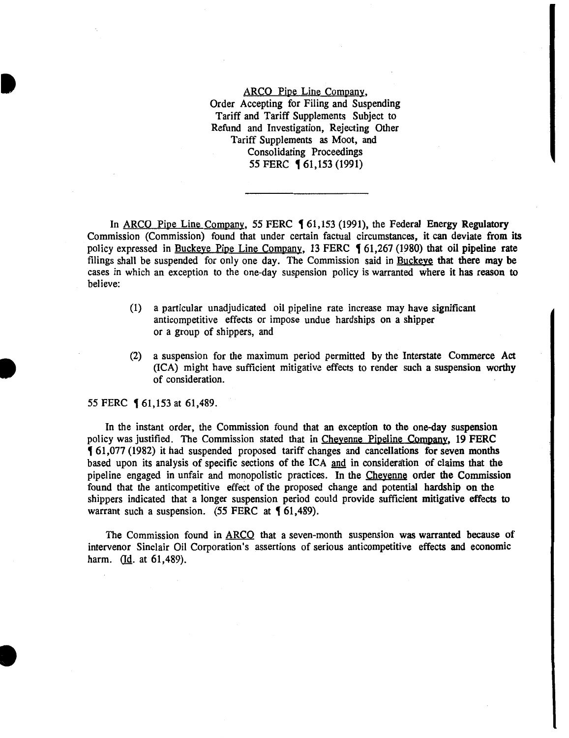ARCO Pipe Line Company,
Order Accepting for Filing and Suspending Tariff and Tariff Supplements Subject to Refund and Investigation, Rejecting Other Tariff Supplements as Moot, and Consolidating Proceedings
55 FERC ¶ 61,153 (1991)

---

In ARCO Pipe Line Company, 55 FERC ¶ 61,153 (1991), the Federal Energy Regulatory Commission (Commission) found that under certain factual circumstances, it can deviate from its policy expressed in Buckeye Pipe Line Company, 13 FERC ¶ 61,267 (1980) that oil pipeline rate filings shall be suspended for only one day. The Commission said in Buckeye that there may be cases in which an exception to the one-day suspension policy is warranted where it has reason to believe:

> (1) a particular unadjudicated oil pipeline rate increase may have significant anticompetitive effects or impose undue hardships on a shipper or a group of shippers, and
>
> (2) a suspension for the maximum period permitted by the Interstate Commerce Act (ICA) might have sufficient mitigative effects to render such a suspension worthy of consideration.

55 FERC ¶ 61,153 at 61,489.

In the instant order, the Commission found that an exception to the one-day suspension policy was justified. The Commission stated that in Cheyenne Pipeline Company, 19 FERC ¶ 61,077 (1982) it had suspended proposed tariff changes and cancellations for seven months based upon its analysis of specific sections of the ICA and in consideration of claims that the pipeline engaged in unfair and monopolistic practices. In the Cheyenne order the Commission found that the anticompetitive effect of the proposed change and potential hardship on the shippers indicated that a longer suspension period could provide sufficient mitigative effects to warrant such a suspension. (55 FERC at ¶ 61,489).

The Commission found in ARCO that a seven-month suspension was warranted because of intervenor Sinclair Oil Corporation's assertions of serious anticompetitive effects and economic harm. (Id. at 61,489).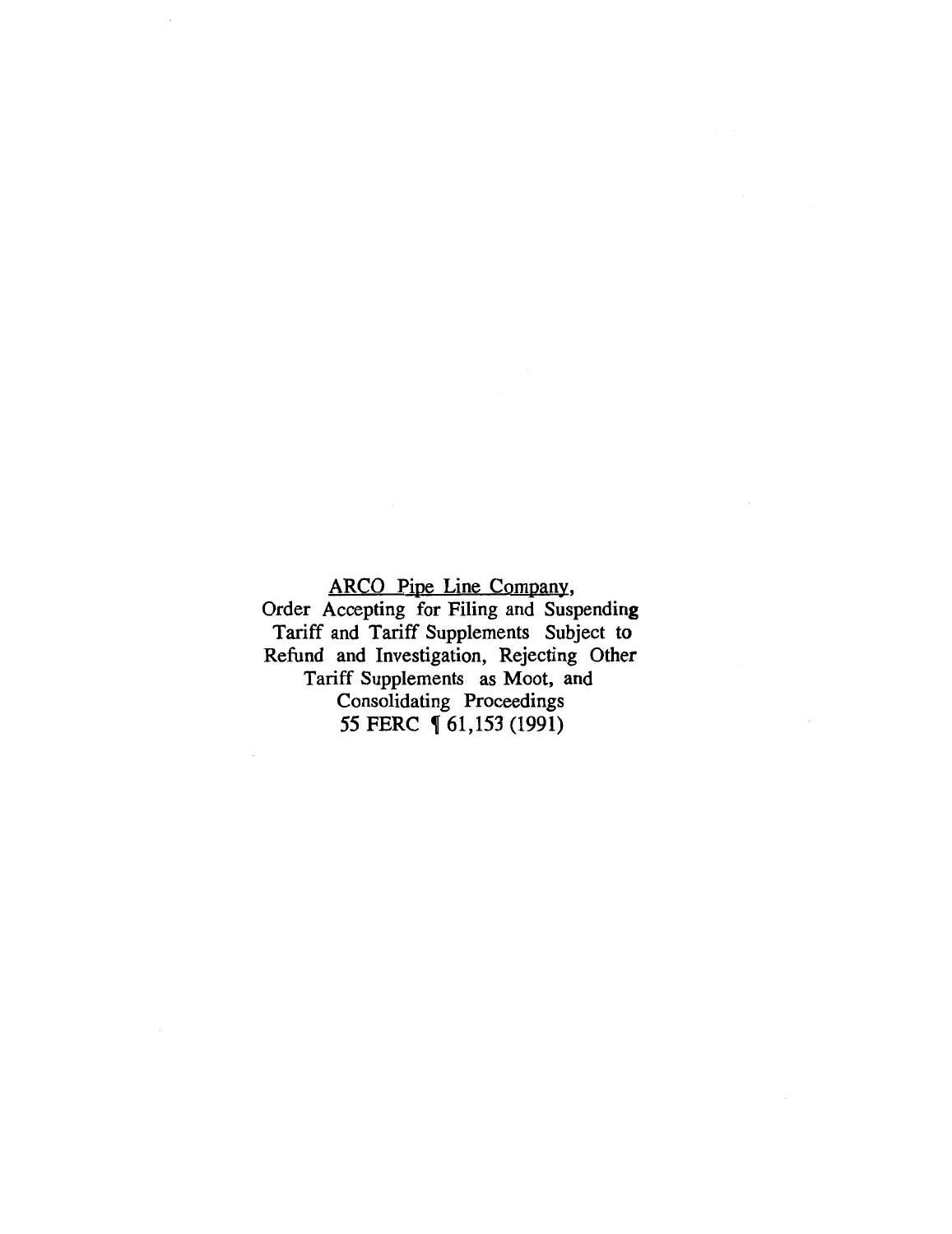<u>ARCO Pipe Line Company</u>,
Order Accepting for Filing and Suspending Tariff and Tariff Supplements Subject to Refund and Investigation, Rejecting Other Tariff Supplements as Moot, and Consolidating Proceedings
55 FERC ¶ 61,153 (1991)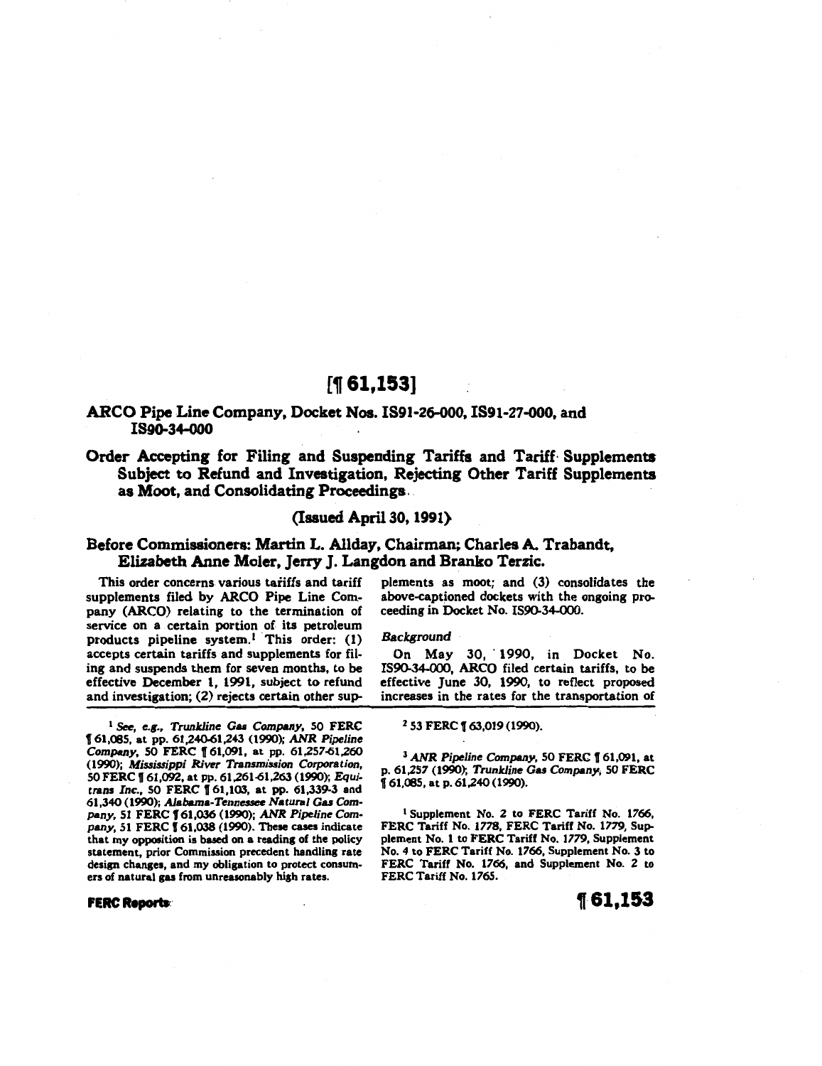# [¶ 61,153]

## ARCO Pipe Line Company, Docket Nos. IS91-26-000, IS91-27-000, and IS90-34-000

## Order Accepting for Filing and Suspending Tariffs and Tariff Supplements Subject to Refund and Investigation, Rejecting Other Tariff Supplements as Moot, and Consolidating Proceedings

(Issued April 30, 1991)

### Before Commissioners: Martin L. Allday, Chairman; Charles A. Trabandt, Elizabeth Anne Moler, Jerry J. Langdon and Branko Terzic.

This order concerns various tariffs and tariff supplements filed by ARCO Pipe Line Company (ARCO) relating to the termination of service on a certain portion of its petroleum products pipeline system.[1] This order: (1) accepts certain tariffs and supplements for filing and suspends them for seven months, to be effective December 1, 1991, subject to refund and investigation; (2) rejects certain other supplements as moot; and (3) consolidates the above-captioned dockets with the ongoing proceeding in Docket No. IS90-34-000.

*Background*

On May 30, 1990, in Docket No. IS90-34-000, ARCO filed certain tariffs, to be effective June 30, 1990, to reflect proposed increases in the rates for the transportation of

---

[1] *See, e.g., Trunkline Gas Company*, 50 FERC ¶ 61,085, at pp. 61,240-61,243 (1990); *ANR Pipeline Company*, 50 FERC ¶ 61,091, at pp. 61,257-61,260 (1990); *Mississippi River Transmission Corporation*, 50 FERC ¶ 61,092, at pp. 61,261-61,263 (1990); *Equitrans Inc.*, 50 FERC ¶ 61,103, at pp. 61,339-3 and 61,340 (1990); *Alabama-Tennessee Natural Gas Company*, 51 FERC ¶ 61,036 (1990); *ANR Pipeline Company*, 51 FERC ¶ 61,038 (1990). These cases indicate that my opposition is based on a reading of the policy statement, prior Commission precedent handling rate design changes, and my obligation to protect consumers of natural gas from unreasonably high rates.

[2] 53 FERC ¶ 63,019 (1990).

[3] *ANR Pipeline Company*, 50 FERC ¶ 61,091, at p. 61,257 (1990); *Trunkline Gas Company*, 50 FERC ¶ 61,085, at p. 61,240 (1990).

[1] Supplement No. 2 to FERC Tariff No. 1766, FERC Tariff No. 1778, FERC Tariff No. 1779, Supplement No. 1 to FERC Tariff No. 1779, Supplement No. 4 to FERC Tariff No. 1766, Supplement No. 3 to FERC Tariff No. 1766, and Supplement No. 2 to FERC Tariff No. 1765.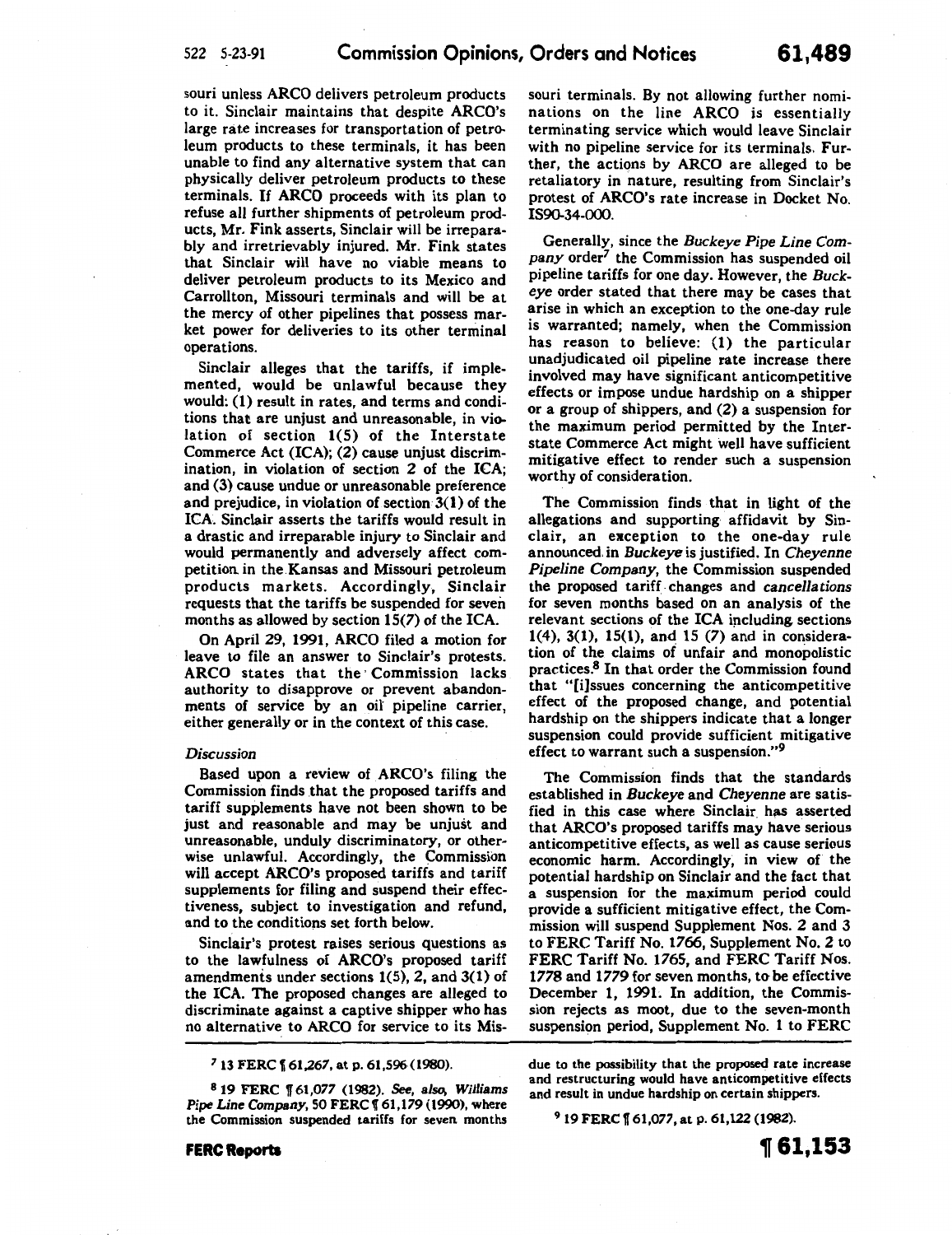souri unless ARCO delivers petroleum products to it. Sinclair maintains that despite ARCO's large rate increases for transportation of petroleum products to these terminals, it has been unable to find any alternative system that can physically deliver petroleum products to these terminals. If ARCO proceeds with its plan to refuse all further shipments of petroleum products, Mr. Fink asserts, Sinclair will be irreparably and irretrievably injured. Mr. Fink states that Sinclair will have no viable means to deliver petroleum products to its Mexico and Carrollton, Missouri terminals and will be at the mercy of other pipelines that possess market power for deliveries to its other terminal operations.

Sinclair alleges that the tariffs, if implemented, would be unlawful because they would: (1) result in rates, and terms and conditions that are unjust and unreasonable, in violation of section 1(5) of the Interstate Commerce Act (ICA); (2) cause unjust discrimination, in violation of section 2 of the ICA; and (3) cause undue or unreasonable preference and prejudice, in violation of section 3(1) of the ICA. Sinclair asserts the tariffs would result in a drastic and irreparable injury to Sinclair and would permanently and adversely affect competition in the Kansas and Missouri petroleum products markets. Accordingly, Sinclair requests that the tariffs be suspended for seven months as allowed by section 15(7) of the ICA.

On April 29, 1991, ARCO filed a motion for leave to file an answer to Sinclair's protests. ARCO states that the Commission lacks authority to disapprove or prevent abandonments of service by an oil pipeline carrier, either generally or in the context of this case.

*Discussion*

Based upon a review of ARCO's filing the Commission finds that the proposed tariffs and tariff supplements have not been shown to be just and reasonable and may be unjust and unreasonable, unduly discriminatory, or otherwise unlawful. Accordingly, the Commission will accept ARCO's proposed tariffs and tariff supplements for filing and suspend their effectiveness, subject to investigation and refund, and to the conditions set forth below.

Sinclair's protest raises serious questions as to the lawfulness of ARCO's proposed tariff amendments under sections 1(5), 2, and 3(1) of the ICA. The proposed changes are alleged to discriminate against a captive shipper who has no alternative to ARCO for service to its Missouri terminals. By not allowing further nominations on the line ARCO is essentially terminating service which would leave Sinclair with no pipeline service for its terminals. Further, the actions by ARCO are alleged to be retaliatory in nature, resulting from Sinclair's protest of ARCO's rate increase in Docket No. IS90-34-000.

Generally, since the *Buckeye Pipe Line Company* order[7] the Commission has suspended oil pipeline tariffs for one day. However, the *Buckeye* order stated that there may be cases that arise in which an exception to the one-day rule is warranted; namely, when the Commission has reason to believe: (1) the particular unadjudicated oil pipeline rate increase there involved may have significant anticompetitive effects or impose undue hardship on a shipper or a group of shippers, and (2) a suspension for the maximum period permitted by the Interstate Commerce Act might well have sufficient mitigative effect to render such a suspension worthy of consideration.

The Commission finds that in light of the allegations and supporting affidavit by Sinclair, an exception to the one-day rule announced in *Buckeye* is justified. In *Cheyenne Pipeline Company*, the Commission suspended the proposed tariff changes and *cancellations* for seven months based on an analysis of the relevant sections of the ICA including sections 1(4), 3(1), 15(1), and 15 (7) and in consideration of the claims of unfair and monopolistic practices.[8] In that order the Commission found that "[i]ssues concerning the anticompetitive effect of the proposed change, and potential hardship on the shippers indicate that a longer suspension could provide sufficient mitigative effect to warrant such a suspension."[9]

The Commission finds that the standards established in *Buckeye* and *Cheyenne* are satisfied in this case where Sinclair has asserted that ARCO's proposed tariffs may have serious anticompetitive effects, as well as cause serious economic harm. Accordingly, in view of the potential hardship on Sinclair and the fact that a suspension for the maximum period could provide a sufficient mitigative effect, the Commission will suspend Supplement Nos. 2 and 3 to FERC Tariff No. 1766, Supplement No. 2 to FERC Tariff No. 1765, and FERC Tariff Nos. 1778 and 1779 for seven months, to be effective December 1, 1991. In addition, the Commission rejects as moot, due to the seven-month suspension period, Supplement No. 1 to FERC

---

[7] 13 FERC ¶ 61,267, at p. 61,596 (1980).

[8] 19 FERC ¶ 61,077 (1982). *See, also, Williams Pipe Line Company*, 50 FERC ¶ 61,179 (1990), where the Commission suspended tariffs for seven months due to the possibility that the proposed rate increase and restructuring would have anticompetitive effects and result in undue hardship on certain shippers.

[9] 19 FERC ¶ 61,077, at p. 61,122 (1982).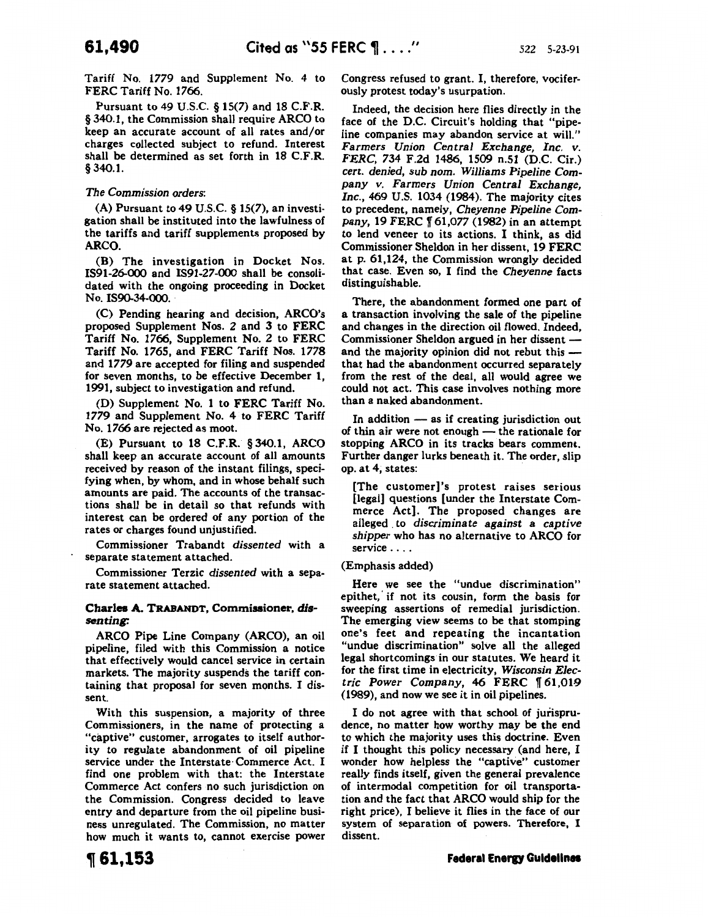Tariff No. 1779 and Supplement No. 4 to FERC Tariff No. 1766.

Pursuant to 49 U.S.C. § 15(7) and 18 C.F.R. § 340.1, the Commission shall require ARCO to keep an accurate account of all rates and/or charges collected subject to refund. Interest shall be determined as set forth in 18 C.F.R. § 340.1.

*The Commission orders*:

(A) Pursuant to 49 U.S.C. § 15(7), an investigation shall be instituted into the lawfulness of the tariffs and tariff supplements proposed by ARCO.

(B) The investigation in Docket Nos. IS91-26-000 and IS91-27-000 shall be consolidated with the ongoing proceeding in Docket No. IS90-34-000.

(C) Pending hearing and decision, ARCO's proposed Supplement Nos. 2 and 3 to FERC Tariff No. 1766, Supplement No. 2 to FERC Tariff No. 1765, and FERC Tariff Nos. 1778 and 1779 are accepted for filing and suspended for seven months, to be effective December 1, 1991, subject to investigation and refund.

(D) Supplement No. 1 to FERC Tariff No. 1779 and Supplement No. 4 to FERC Tariff No. 1766 are rejected as moot.

(E) Pursuant to 18 C.F.R. § 340.1, ARCO shall keep an accurate account of all amounts received by reason of the instant filings, specifying when, by whom, and in whose behalf such amounts are paid. The accounts of the transactions shall be in detail so that refunds with interest can be ordered of any portion of the rates or charges found unjustified.

Commissioner Trabandt *dissented* with a separate statement attached.

Commissioner Terzic *dissented* with a separate statement attached.

**Charles A. Trabandt, Commissioner, *dissenting*:**

ARCO Pipe Line Company (ARCO), an oil pipeline, filed with this Commission a notice that effectively would cancel service in certain markets. The majority suspends the tariff containing that proposal for seven months. I dissent.

With this suspension, a majority of three Commissioners, in the name of protecting a "captive" customer, arrogates to itself authority to regulate abandonment of oil pipeline service under the Interstate Commerce Act. I find one problem with that: the Interstate Commerce Act confers no such jurisdiction on the Commission. Congress decided to leave entry and departure from the oil pipeline business unregulated. The Commission, no matter how much it wants to, cannot exercise power Congress refused to grant. I, therefore, vociferously protest today's usurpation.

Indeed, the decision here flies directly in the face of the D.C. Circuit's holding that "pipeline companies may abandon service at will." *Farmers Union Central Exchange, Inc. v. FERC*, 734 F.2d 1486, 1509 n.51 (D.C. Cir.) *cert. denied, sub nom. Williams Pipeline Company v. Farmers Union Central Exchange, Inc.*, 469 U.S. 1034 (1984). The majority cites to precedent, namely, *Cheyenne Pipeline Company*, 19 FERC ¶ 61,077 (1982) in an attempt to lend veneer to its actions. I think, as did Commissioner Sheldon in her dissent, 19 FERC at p. 61,124, the Commission wrongly decided that case. Even so, I find the *Cheyenne* facts distinguishable.

There, the abandonment formed one part of a transaction involving the sale of the pipeline and changes in the direction oil flowed. Indeed, Commissioner Sheldon argued in her dissent — and the majority opinion did not rebut this — that had the abandonment occurred separately from the rest of the deal, all would agree we could not act. This case involves nothing more than a naked abandonment.

In addition — as if creating jurisdiction out of thin air were not enough — the rationale for stopping ARCO in its tracks bears comment. Further danger lurks beneath it. The order, slip op. at 4, states:

> [The customer]'s protest raises serious [legal] questions [under the Interstate Commerce Act]. The proposed changes are alleged to *discriminate against a captive shipper* who has no alternative to ARCO for service . . . .

(Emphasis added)

Here we see the "undue discrimination" epithet, if not its cousin, form the basis for sweeping assertions of remedial jurisdiction. The emerging view seems to be that stomping one's feet and repeating the incantation "undue discrimination" solve all the alleged legal shortcomings in our statutes. We heard it for the first time in electricity, *Wisconsin Electric Power Company*, 46 FERC ¶ 61,019 (1989), and now we see it in oil pipelines.

I do not agree with that school of jurisprudence, no matter how worthy may be the end to which the majority uses this doctrine. Even if I thought this policy necessary (and here, I wonder how helpless the "captive" customer really finds itself, given the general prevalence of intermodal competition for oil transportation and the fact that ARCO would ship for the right price), I believe it flies in the face of our system of separation of powers. Therefore, I dissent.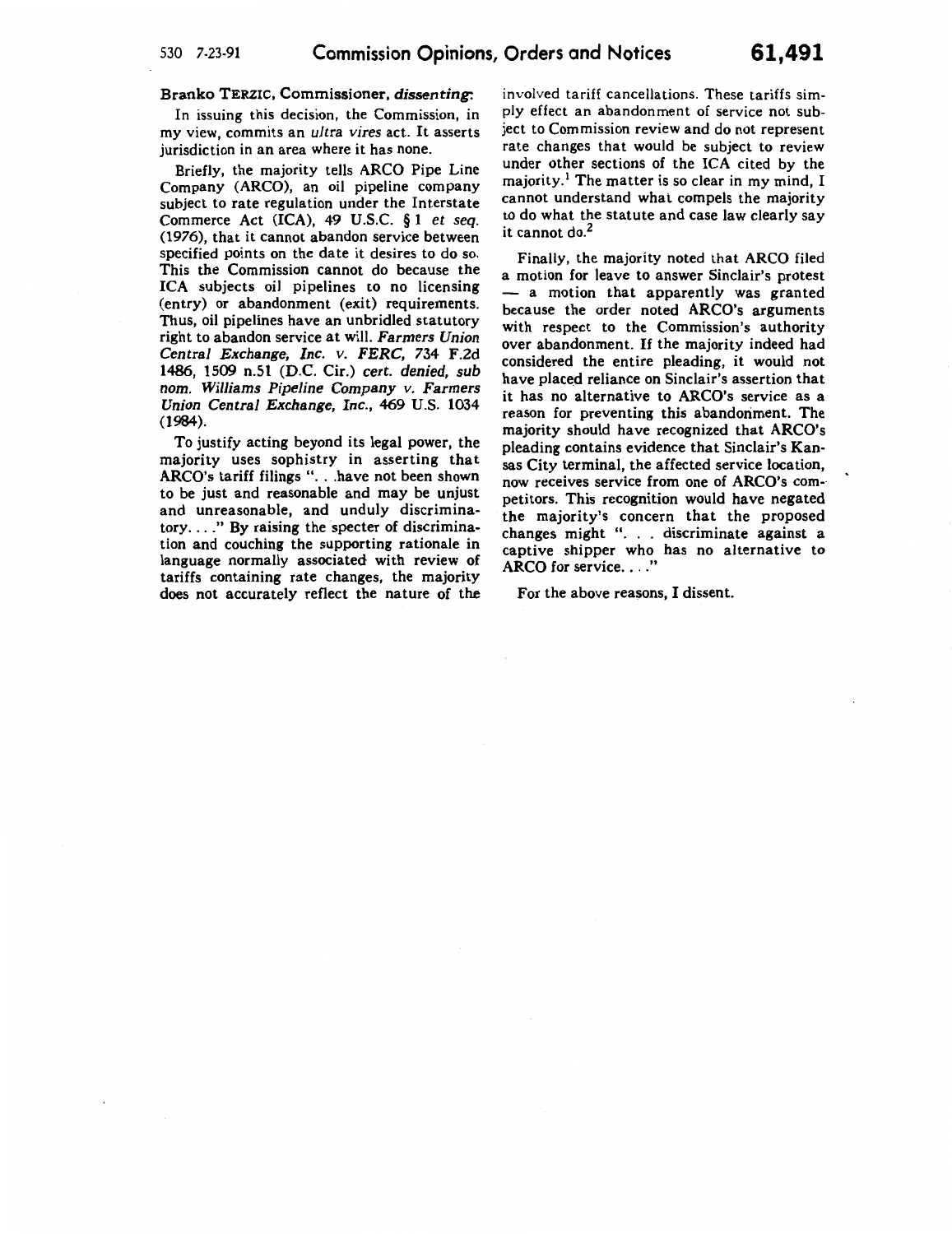**Branko TERZIC, Commissioner, *dissenting*:**

In issuing this decision, the Commission, in my view, commits an *ultra vires* act. It asserts jurisdiction in an area where it has none.

Briefly, the majority tells ARCO Pipe Line Company (ARCO), an oil pipeline company subject to rate regulation under the Interstate Commerce Act (ICA), 49 U.S.C. § 1 *et seq.* (1976), that it cannot abandon service between specified points on the date it desires to do so. This the Commission cannot do because the ICA subjects oil pipelines to no licensing (entry) or abandonment (exit) requirements. Thus, oil pipelines have an unbridled statutory right to abandon service at will. *Farmers Union Central Exchange, Inc. v. FERC,* 734 F.2d 1486, 1509 n.51 (D.C. Cir.) *cert. denied, sub nom. Williams Pipeline Company v. Farmers Union Central Exchange, Inc.,* 469 U.S. 1034 (1984).

To justify acting beyond its legal power, the majority uses sophistry in asserting that ARCO's tariff filings ". . .have not been shown to be just and reasonable and may be unjust and unreasonable, and unduly discriminatory. . . ." By raising the specter of discrimination and couching the supporting rationale in language normally associated with review of tariffs containing rate changes, the majority does not accurately reflect the nature of the involved tariff cancellations. These tariffs simply effect an abandonment of service not subject to Commission review and do not represent rate changes that would be subject to review under other sections of the ICA cited by the majority.[1] The matter is so clear in my mind, I cannot understand what compels the majority to do what the statute and case law clearly say it cannot do.[2]

Finally, the majority noted that ARCO filed a motion for leave to answer Sinclair's protest — a motion that apparently was granted because the order noted ARCO's arguments with respect to the Commission's authority over abandonment. If the majority indeed had considered the entire pleading, it would not have placed reliance on Sinclair's assertion that it has no alternative to ARCO's service as a reason for preventing this abandonment. The majority should have recognized that ARCO's pleading contains evidence that Sinclair's Kansas City terminal, the affected service location, now receives service from one of ARCO's competitors. This recognition would have negated the majority's concern that the proposed changes might ". . . discriminate against a captive shipper who has no alternative to ARCO for service. . . ."

For the above reasons, I dissent.